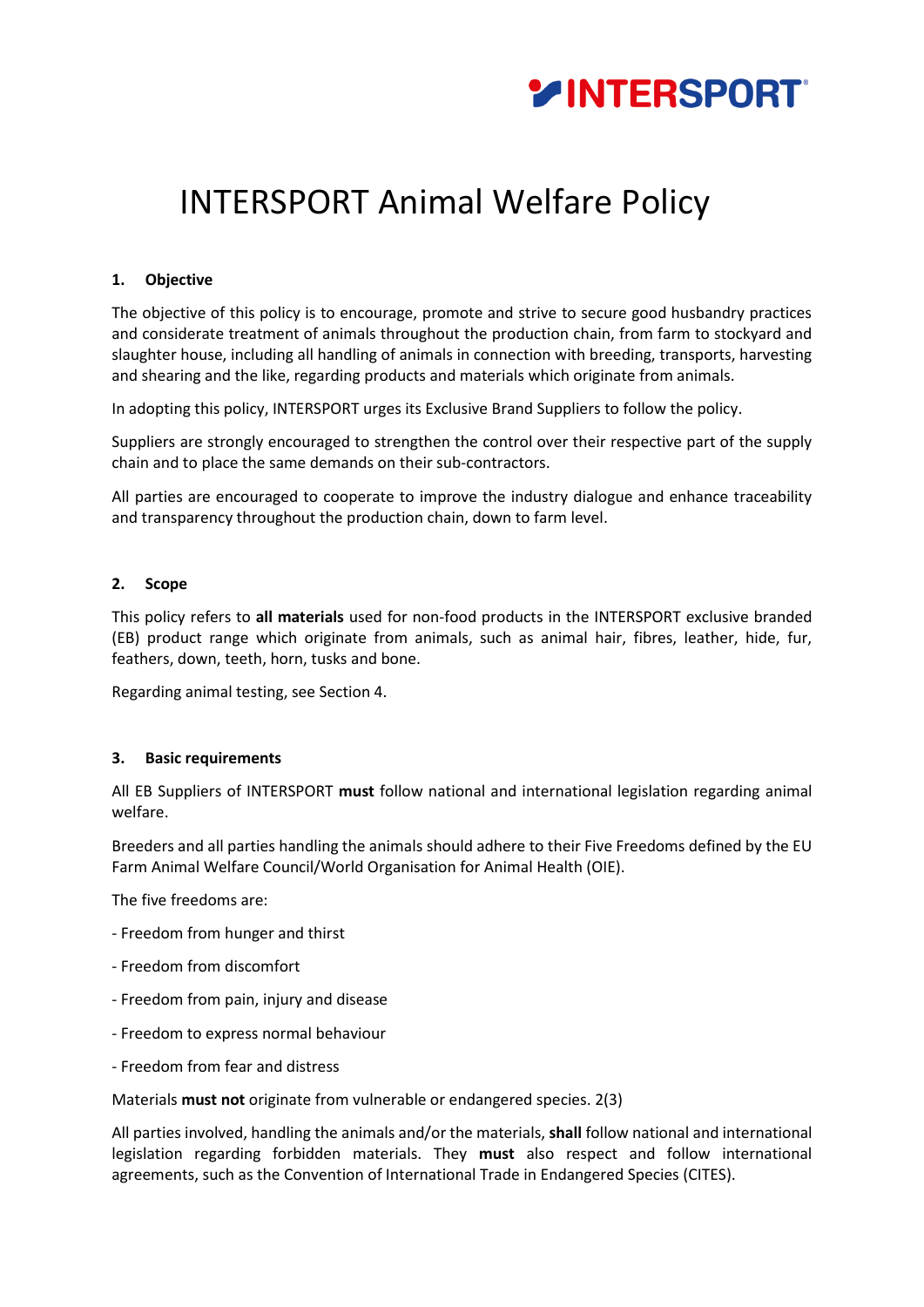# INTERSPORT Animal Welfare Policy

## 1. Objective

The objective of this policy is to encourage, promote and strive to secure good husbandry practices and considerate treatment of animals throughout the production chain, from farm to stockyard and slaughter house, including all handling of animals in connection with breeding, transports, harvesting and shearing and the like, regarding products and materials which originate from animals.

In adopting this policy, INTERSPORT urges its Exclusive Brand Suppliers to follow the policy.

Suppliers are strongly encouraged to strengthen the control over their respective part of the supply chain and to place the same demands on their sub-contractors.

All parties are encouraged to cooperate to improve the industry dialogue and enhance traceability and transparency throughout the production chain, down to farm level.

## 2. Scope

This policy refers to **all materials** used for non-food products in the INTERSPORT exclusive branded (EB) product range which originate from animals, such as animal hair, fibres, leather, hide, fur, feathers, down, teeth, horn, tusks and bone.

Regarding animal testing, see Section 4.

## 3. Basic requirements

All EB Suppliers of INTERSPORT **must** follow national and international legislation regarding animal welfare.

Breeders and all parties handling the animals should adhere to their Five Freedoms defined by the EU Farm Animal Welfare Council/World Organisation for Animal Health (OIE).

The five freedoms are:

- Freedom from hunger and thirst
- Freedom from discomfort
- Freedom from pain, injury and disease
- Freedom to express normal behaviour
- Freedom from fear and distress

Materials **must not** originate from vulnerable or endangered species. 2(3)

All parties involved, handling the animals and/or the materials, **shall** follow national and international legislation regarding forbidden materials. They **must** also respect and follow international agreements, such as the Convention of International Trade in Endangered Species (CITES).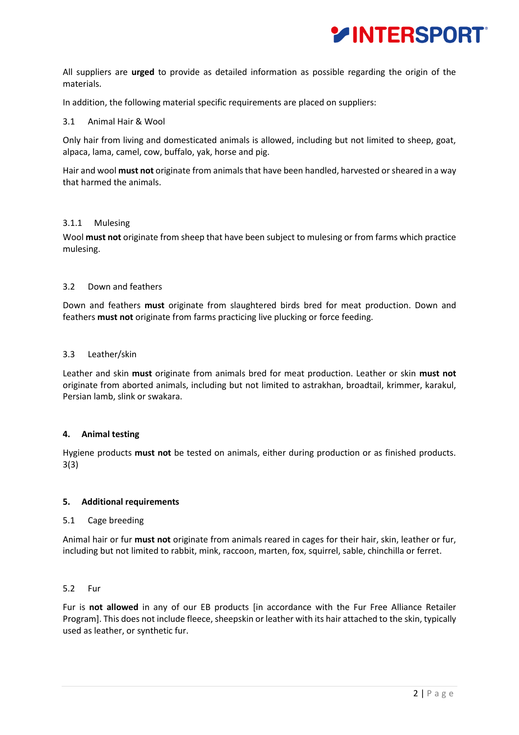All suppliers are **urged** to provide as detailed information as possible regarding the origin of the materials.

In addition, the following material specific requirements are placed on suppliers:

### 3.1 Animal Hair & Wool

Only hair from living and domesticated animals is allowed, including but not limited to sheep, goat, alpaca, lama, camel, cow, buffalo, yak, horse and pig.

Hair and wool **must not** originate from animals that have been handled, harvested or sheared in a way that harmed the animals.

#### 3.1.1 Mulesing

Wool **must not** originate from sheep that have been subject to mulesing or from farms which practice mulesing.

### 3.2 Down and feathers

Down and feathers **must** originate from slaughtered birds bred for meat production. Down and feathers **must not** originate from farms practicing live plucking or force feeding.

### 3.3 Leather/skin

Leather and skin **must** originate from animals bred for meat production. Leather or skin **must not** originate from aborted animals, including but not limited to astrakhan, broadtail, krimmer, karakul, Persian lamb, slink or swakara.

## 4. Animal testing

Hygiene products **must not** be tested on animals, either during production or as finished products. 3(3)

## 5. Additional requirements

### 5.1 Cage breeding

Animal hair or fur **must not** originate from animals reared in cages for their hair, skin, leather or fur, including but not limited to rabbit, mink, raccoon, marten, fox, squirrel, sable, chinchilla or ferret.

### 5.2 Fur

Fur is **not allowed** in any of our EB products [in accordance with the Fur Free Alliance Retailer Program]. This does not include fleece, sheepskin or leather with its hair attached to the skin, typically used as leather, or synthetic fur.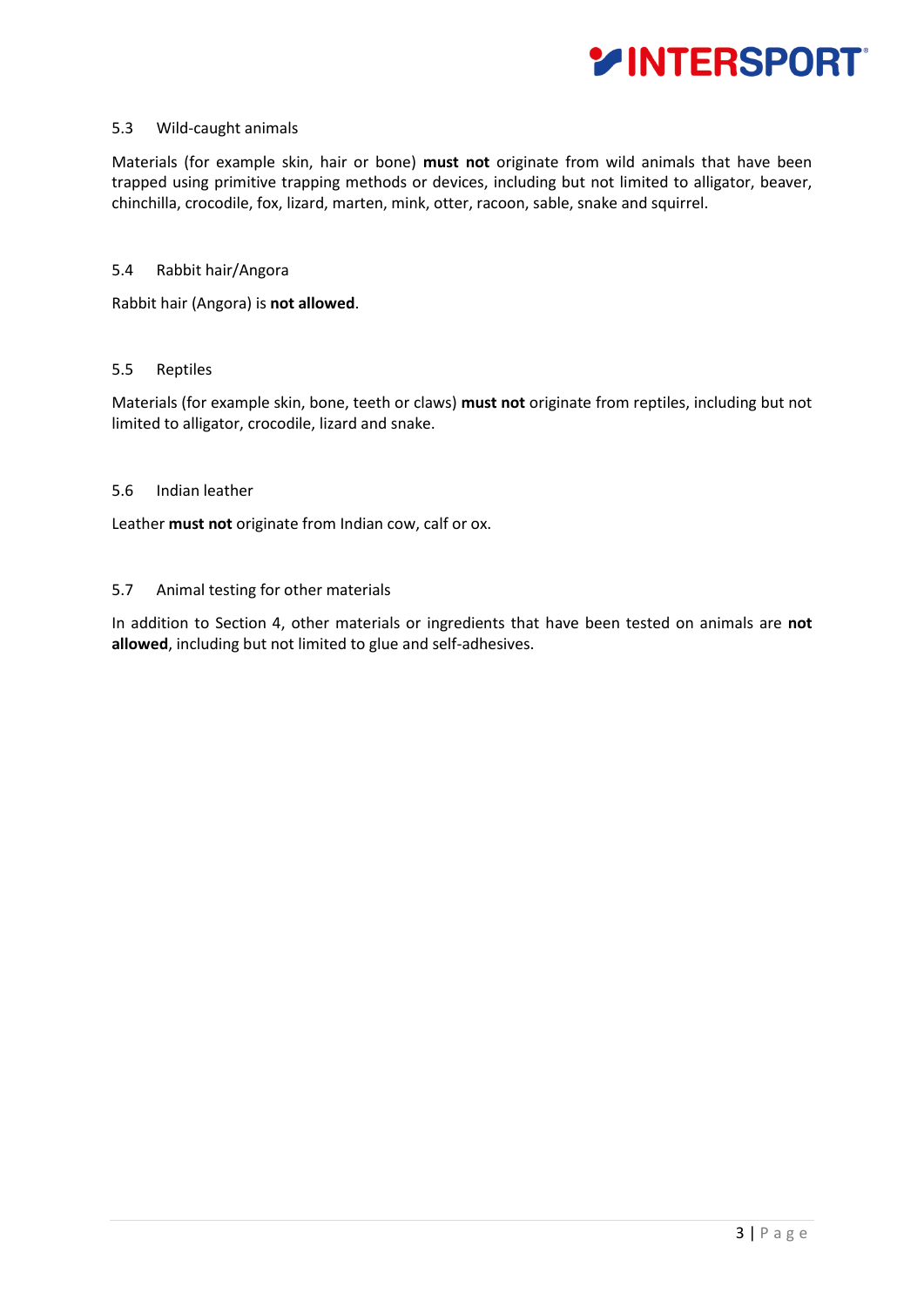### 5.3 Wild-caught animals

Materials (for example skin, hair or bone) **must not** originate from wild animals that have been trapped using primitive trapping methods or devices, including but not limited to alligator, beaver, chinchilla, crocodile, fox, lizard, marten, mink, otter, racoon, sable, snake and squirrel.

### 5.4 Rabbit hair/Angora

Rabbit hair (Angora) is **not allowed**.

### 5.5 Reptiles

Materials (for example skin, bone, teeth or claws) **must not** originate from reptiles, including but not limited to alligator, crocodile, lizard and snake.

### 5.6 Indian leather

Leather **must not** originate from Indian cow, calf or ox.

### 5.7 Animal testing for other materials

In addition to Section 4, other materials or ingredients that have been tested on animals are **not allowed**, including but not limited to glue and self-adhesives.